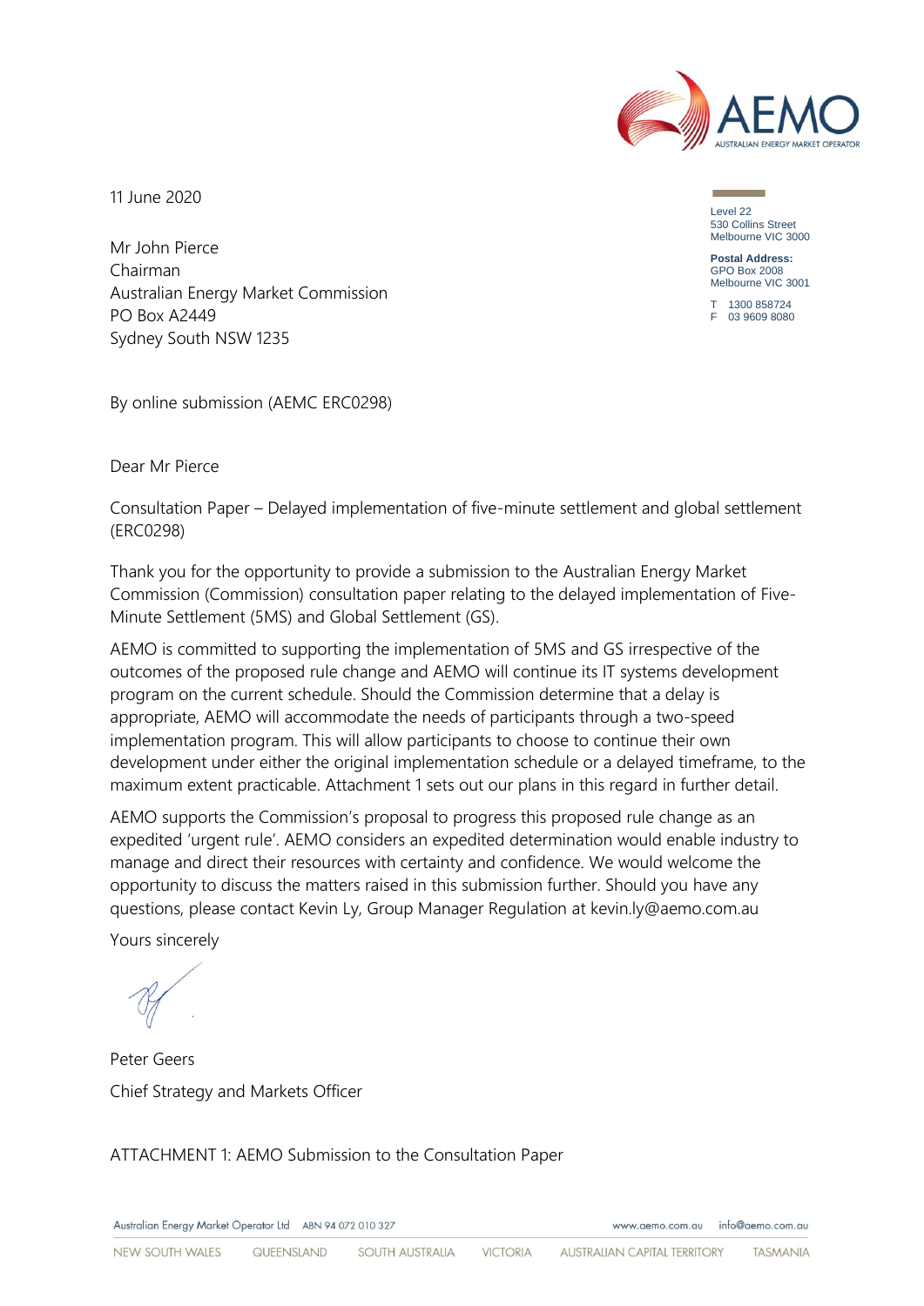11 June 2020

Level 22
530 Collins Street
Melbourne VIC 3000

**Postal Address:**
GPO Box 2008
Melbourne VIC 3001

T 1300 858724
F 03 9609 8080

Mr John Pierce
Chairman
Australian Energy Market Commission
PO Box A2449
Sydney South NSW 1235

By online submission (AEMC ERC0298)

Dear Mr Pierce

Consultation Paper – Delayed implementation of five-minute settlement and global settlement (ERC0298)

Thank you for the opportunity to provide a submission to the Australian Energy Market Commission (Commission) consultation paper relating to the delayed implementation of Five-Minute Settlement (5MS) and Global Settlement (GS).

AEMO is committed to supporting the implementation of 5MS and GS irrespective of the outcomes of the proposed rule change and AEMO will continue its IT systems development program on the current schedule. Should the Commission determine that a delay is appropriate, AEMO will accommodate the needs of participants through a two-speed implementation program. This will allow participants to choose to continue their own development under either the original implementation schedule or a delayed timeframe, to the maximum extent practicable. Attachment 1 sets out our plans in this regard in further detail.

AEMO supports the Commission's proposal to progress this proposed rule change as an expedited 'urgent rule'. AEMO considers an expedited determination would enable industry to manage and direct their resources with certainty and confidence. We would welcome the opportunity to discuss the matters raised in this submission further. Should you have any questions, please contact Kevin Ly, Group Manager Regulation at kevin.ly@aemo.com.au

Yours sincerely

Peter Geers
Chief Strategy and Markets Officer

ATTACHMENT 1: AEMO Submission to the Consultation Paper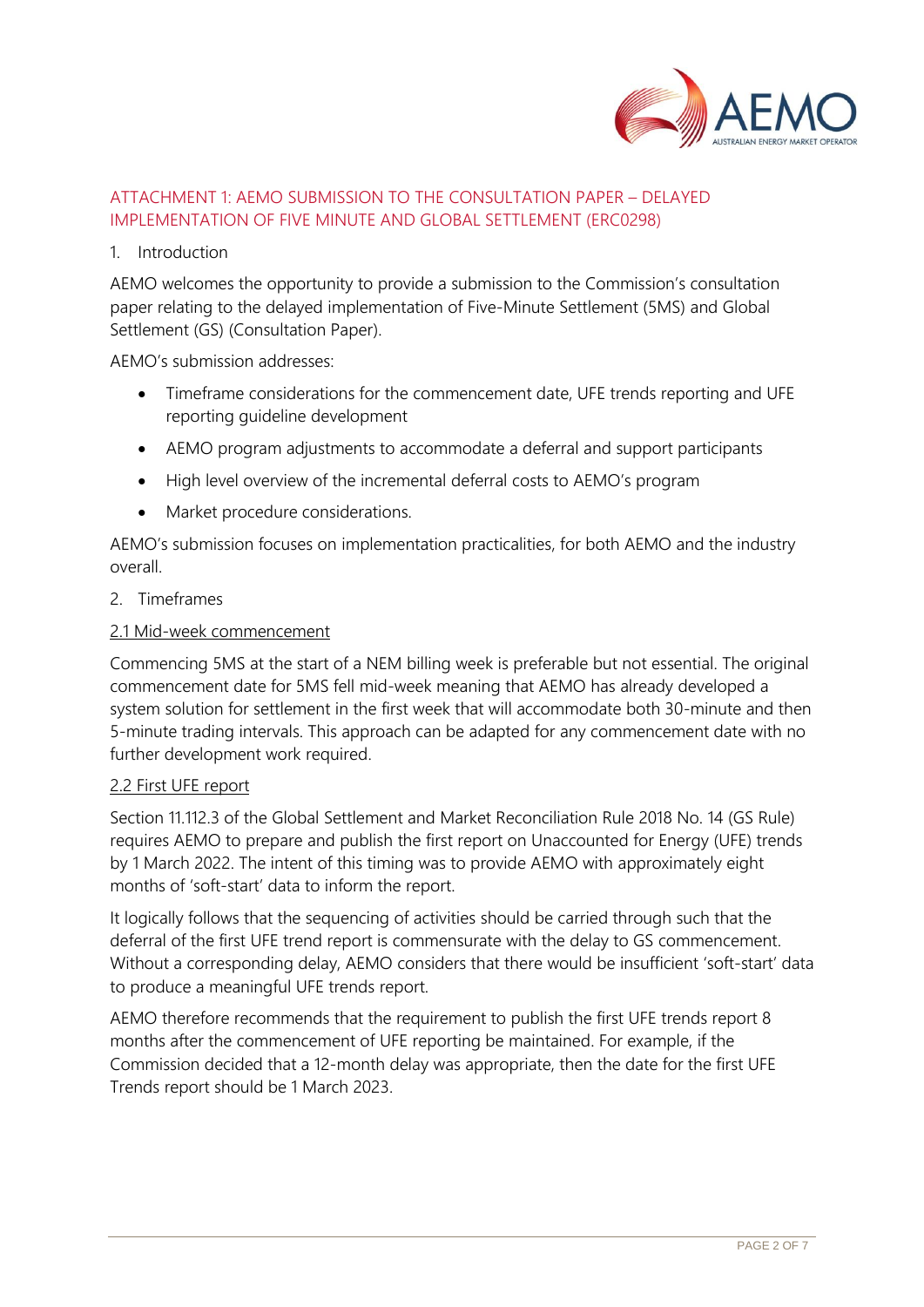## ATTACHMENT 1: AEMO SUBMISSION TO THE CONSULTATION PAPER – DELAYED IMPLEMENTATION OF FIVE MINUTE AND GLOBAL SETTLEMENT (ERC0298)

### 1. Introduction

AEMO welcomes the opportunity to provide a submission to the Commission's consultation paper relating to the delayed implementation of Five-Minute Settlement (5MS) and Global Settlement (GS) (Consultation Paper).

AEMO's submission addresses:

- Timeframe considerations for the commencement date, UFE trends reporting and UFE reporting guideline development
- AEMO program adjustments to accommodate a deferral and support participants
- High level overview of the incremental deferral costs to AEMO's program
- Market procedure considerations.

AEMO's submission focuses on implementation practicalities, for both AEMO and the industry overall.

### 2. Timeframes

#### 2.1 Mid-week commencement

Commencing 5MS at the start of a NEM billing week is preferable but not essential. The original commencement date for 5MS fell mid-week meaning that AEMO has already developed a system solution for settlement in the first week that will accommodate both 30-minute and then 5-minute trading intervals. This approach can be adapted for any commencement date with no further development work required.

#### 2.2 First UFE report

Section 11.112.3 of the Global Settlement and Market Reconciliation Rule 2018 No. 14 (GS Rule) requires AEMO to prepare and publish the first report on Unaccounted for Energy (UFE) trends by 1 March 2022. The intent of this timing was to provide AEMO with approximately eight months of 'soft-start' data to inform the report.

It logically follows that the sequencing of activities should be carried through such that the deferral of the first UFE trend report is commensurate with the delay to GS commencement. Without a corresponding delay, AEMO considers that there would be insufficient 'soft-start' data to produce a meaningful UFE trends report.

AEMO therefore recommends that the requirement to publish the first UFE trends report 8 months after the commencement of UFE reporting be maintained. For example, if the Commission decided that a 12-month delay was appropriate, then the date for the first UFE Trends report should be 1 March 2023.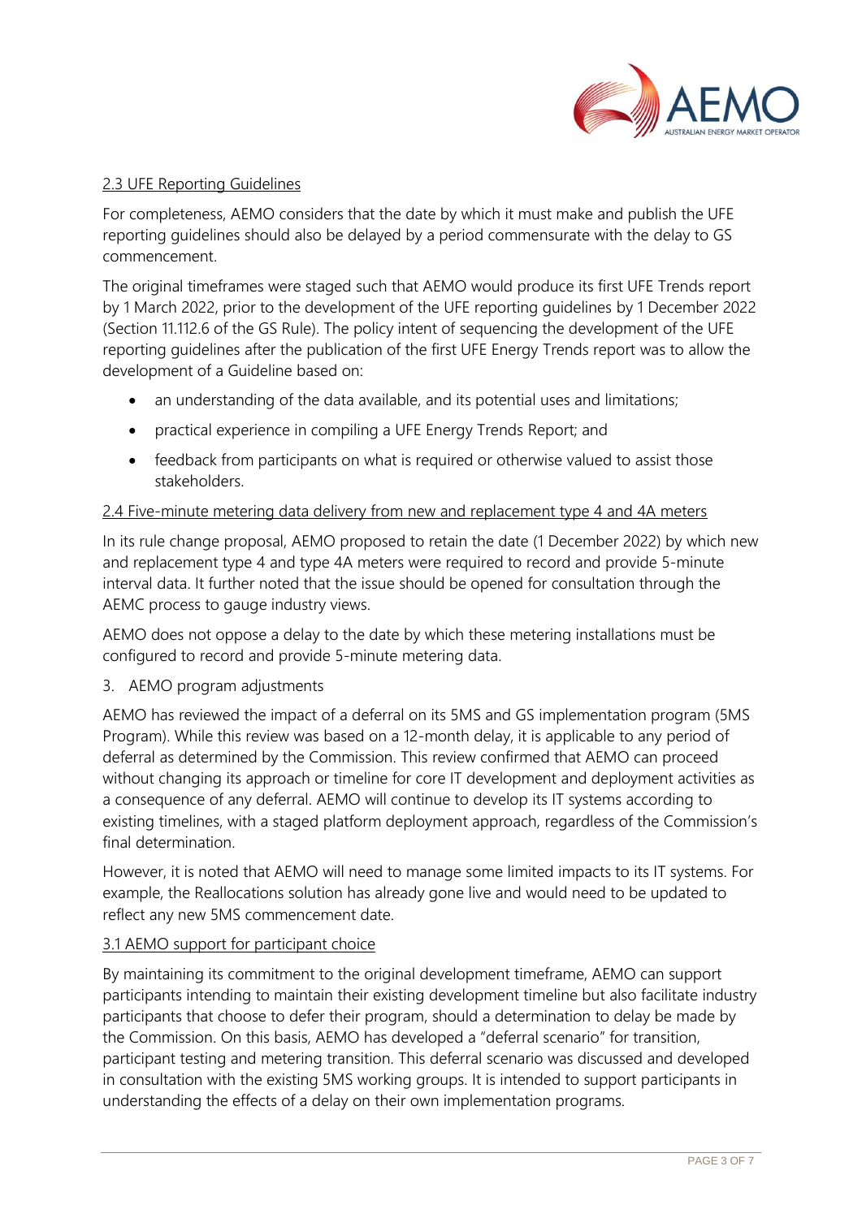2.3 UFE Reporting Guidelines

For completeness, AEMO considers that the date by which it must make and publish the UFE reporting guidelines should also be delayed by a period commensurate with the delay to GS commencement.

The original timeframes were staged such that AEMO would produce its first UFE Trends report by 1 March 2022, prior to the development of the UFE reporting guidelines by 1 December 2022 (Section 11.112.6 of the GS Rule). The policy intent of sequencing the development of the UFE reporting guidelines after the publication of the first UFE Energy Trends report was to allow the development of a Guideline based on:

- an understanding of the data available, and its potential uses and limitations;
- practical experience in compiling a UFE Energy Trends Report; and
- feedback from participants on what is required or otherwise valued to assist those stakeholders.

2.4 Five-minute metering data delivery from new and replacement type 4 and 4A meters

In its rule change proposal, AEMO proposed to retain the date (1 December 2022) by which new and replacement type 4 and type 4A meters were required to record and provide 5-minute interval data. It further noted that the issue should be opened for consultation through the AEMC process to gauge industry views.

AEMO does not oppose a delay to the date by which these metering installations must be configured to record and provide 5-minute metering data.

3. AEMO program adjustments

AEMO has reviewed the impact of a deferral on its 5MS and GS implementation program (5MS Program). While this review was based on a 12-month delay, it is applicable to any period of deferral as determined by the Commission. This review confirmed that AEMO can proceed without changing its approach or timeline for core IT development and deployment activities as a consequence of any deferral. AEMO will continue to develop its IT systems according to existing timelines, with a staged platform deployment approach, regardless of the Commission's final determination.

However, it is noted that AEMO will need to manage some limited impacts to its IT systems. For example, the Reallocations solution has already gone live and would need to be updated to reflect any new 5MS commencement date.

3.1 AEMO support for participant choice

By maintaining its commitment to the original development timeframe, AEMO can support participants intending to maintain their existing development timeline but also facilitate industry participants that choose to defer their program, should a determination to delay be made by the Commission. On this basis, AEMO has developed a "deferral scenario" for transition, participant testing and metering transition. This deferral scenario was discussed and developed in consultation with the existing 5MS working groups. It is intended to support participants in understanding the effects of a delay on their own implementation programs.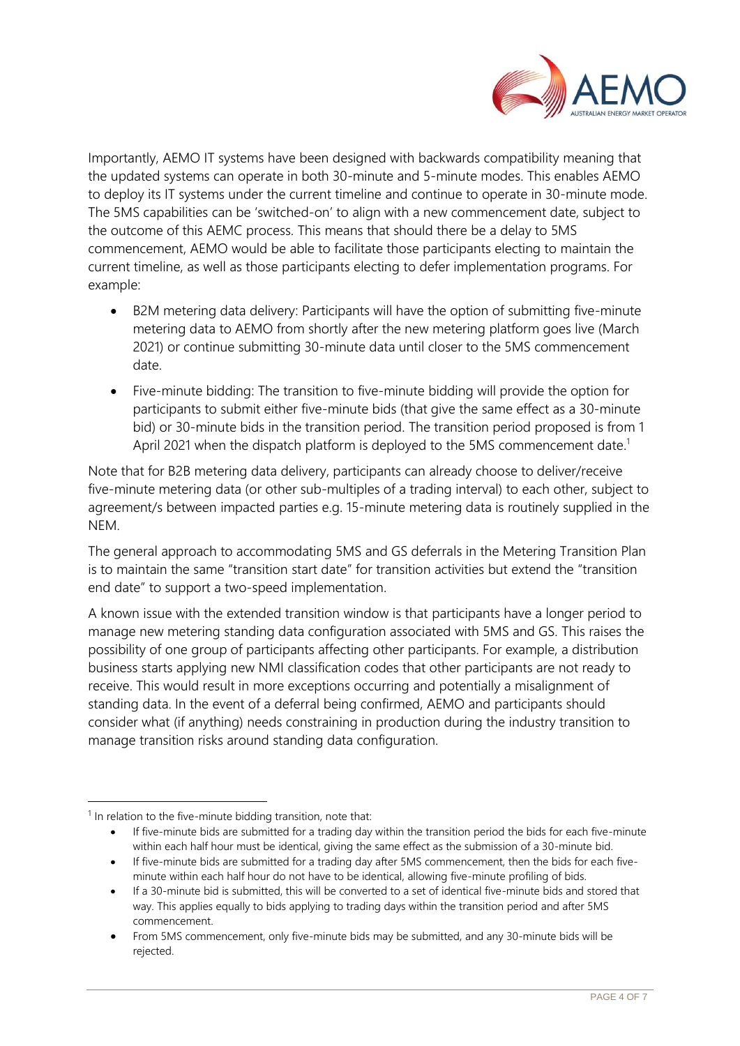Importantly, AEMO IT systems have been designed with backwards compatibility meaning that the updated systems can operate in both 30-minute and 5-minute modes. This enables AEMO to deploy its IT systems under the current timeline and continue to operate in 30-minute mode. The 5MS capabilities can be 'switched-on' to align with a new commencement date, subject to the outcome of this AEMC process. This means that should there be a delay to 5MS commencement, AEMO would be able to facilitate those participants electing to maintain the current timeline, as well as those participants electing to defer implementation programs. For example:

- B2M metering data delivery: Participants will have the option of submitting five-minute metering data to AEMO from shortly after the new metering platform goes live (March 2021) or continue submitting 30-minute data until closer to the 5MS commencement date.
- Five-minute bidding: The transition to five-minute bidding will provide the option for participants to submit either five-minute bids (that give the same effect as a 30-minute bid) or 30-minute bids in the transition period. The transition period proposed is from 1 April 2021 when the dispatch platform is deployed to the 5MS commencement date.[1]

Note that for B2B metering data delivery, participants can already choose to deliver/receive five-minute metering data (or other sub-multiples of a trading interval) to each other, subject to agreement/s between impacted parties e.g. 15-minute metering data is routinely supplied in the NEM.

The general approach to accommodating 5MS and GS deferrals in the Metering Transition Plan is to maintain the same "transition start date" for transition activities but extend the "transition end date" to support a two-speed implementation.

A known issue with the extended transition window is that participants have a longer period to manage new metering standing data configuration associated with 5MS and GS. This raises the possibility of one group of participants affecting other participants. For example, a distribution business starts applying new NMI classification codes that other participants are not ready to receive. This would result in more exceptions occurring and potentially a misalignment of standing data. In the event of a deferral being confirmed, AEMO and participants should consider what (if anything) needs constraining in production during the industry transition to manage transition risks around standing data configuration.

---

[1] In relation to the five-minute bidding transition, note that:

- If five-minute bids are submitted for a trading day within the transition period the bids for each five-minute within each half hour must be identical, giving the same effect as the submission of a 30-minute bid.
- If five-minute bids are submitted for a trading day after 5MS commencement, then the bids for each five-minute within each half hour do not have to be identical, allowing five-minute profiling of bids.
- If a 30-minute bid is submitted, this will be converted to a set of identical five-minute bids and stored that way. This applies equally to bids applying to trading days within the transition period and after 5MS commencement.
- From 5MS commencement, only five-minute bids may be submitted, and any 30-minute bids will be rejected.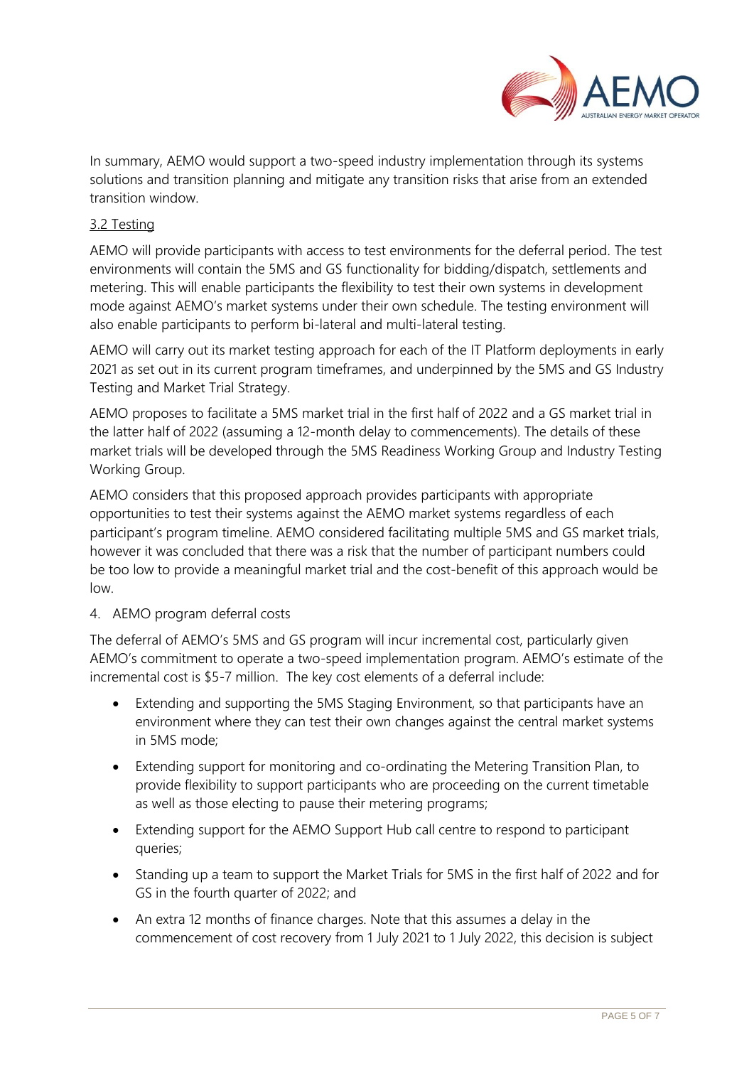In summary, AEMO would support a two-speed industry implementation through its systems solutions and transition planning and mitigate any transition risks that arise from an extended transition window.

### 3.2 Testing

AEMO will provide participants with access to test environments for the deferral period. The test environments will contain the 5MS and GS functionality for bidding/dispatch, settlements and metering. This will enable participants the flexibility to test their own systems in development mode against AEMO's market systems under their own schedule. The testing environment will also enable participants to perform bi-lateral and multi-lateral testing.

AEMO will carry out its market testing approach for each of the IT Platform deployments in early 2021 as set out in its current program timeframes, and underpinned by the 5MS and GS Industry Testing and Market Trial Strategy.

AEMO proposes to facilitate a 5MS market trial in the first half of 2022 and a GS market trial in the latter half of 2022 (assuming a 12-month delay to commencements). The details of these market trials will be developed through the 5MS Readiness Working Group and Industry Testing Working Group.

AEMO considers that this proposed approach provides participants with appropriate opportunities to test their systems against the AEMO market systems regardless of each participant's program timeline. AEMO considered facilitating multiple 5MS and GS market trials, however it was concluded that there was a risk that the number of participant numbers could be too low to provide a meaningful market trial and the cost-benefit of this approach would be low.

## 4. AEMO program deferral costs

The deferral of AEMO's 5MS and GS program will incur incremental cost, particularly given AEMO's commitment to operate a two-speed implementation program. AEMO's estimate of the incremental cost is $5-7 million. The key cost elements of a deferral include:

- Extending and supporting the 5MS Staging Environment, so that participants have an environment where they can test their own changes against the central market systems in 5MS mode;
- Extending support for monitoring and co-ordinating the Metering Transition Plan, to provide flexibility to support participants who are proceeding on the current timetable as well as those electing to pause their metering programs;
- Extending support for the AEMO Support Hub call centre to respond to participant queries;
- Standing up a team to support the Market Trials for 5MS in the first half of 2022 and for GS in the fourth quarter of 2022; and
- An extra 12 months of finance charges. Note that this assumes a delay in the commencement of cost recovery from 1 July 2021 to 1 July 2022, this decision is subject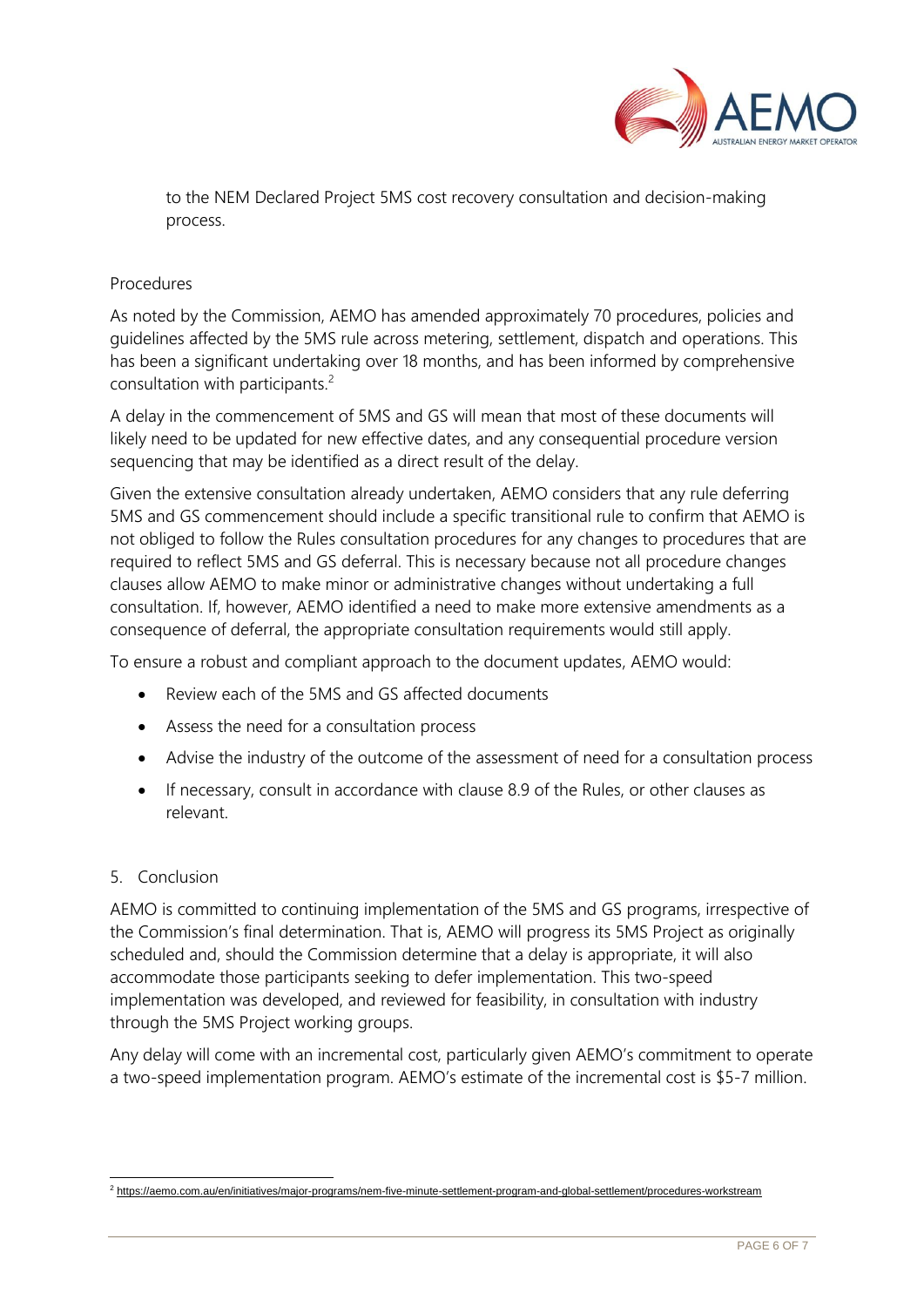to the NEM Declared Project 5MS cost recovery consultation and decision-making process.

### Procedures

As noted by the Commission, AEMO has amended approximately 70 procedures, policies and guidelines affected by the 5MS rule across metering, settlement, dispatch and operations. This has been a significant undertaking over 18 months, and has been informed by comprehensive consultation with participants.[2]

A delay in the commencement of 5MS and GS will mean that most of these documents will likely need to be updated for new effective dates, and any consequential procedure version sequencing that may be identified as a direct result of the delay.

Given the extensive consultation already undertaken, AEMO considers that any rule deferring 5MS and GS commencement should include a specific transitional rule to confirm that AEMO is not obliged to follow the Rules consultation procedures for any changes to procedures that are required to reflect 5MS and GS deferral. This is necessary because not all procedure changes clauses allow AEMO to make minor or administrative changes without undertaking a full consultation. If, however, AEMO identified a need to make more extensive amendments as a consequence of deferral, the appropriate consultation requirements would still apply.

To ensure a robust and compliant approach to the document updates, AEMO would:

- Review each of the 5MS and GS affected documents
- Assess the need for a consultation process
- Advise the industry of the outcome of the assessment of need for a consultation process
- If necessary, consult in accordance with clause 8.9 of the Rules, or other clauses as relevant.

## 5. Conclusion

AEMO is committed to continuing implementation of the 5MS and GS programs, irrespective of the Commission's final determination. That is, AEMO will progress its 5MS Project as originally scheduled and, should the Commission determine that a delay is appropriate, it will also accommodate those participants seeking to defer implementation. This two-speed implementation was developed, and reviewed for feasibility, in consultation with industry through the 5MS Project working groups.

Any delay will come with an incremental cost, particularly given AEMO's commitment to operate a two-speed implementation program. AEMO's estimate of the incremental cost is $5-7 million.

[2] https://aemo.com.au/en/initiatives/major-programs/nem-five-minute-settlement-program-and-global-settlement/procedures-workstream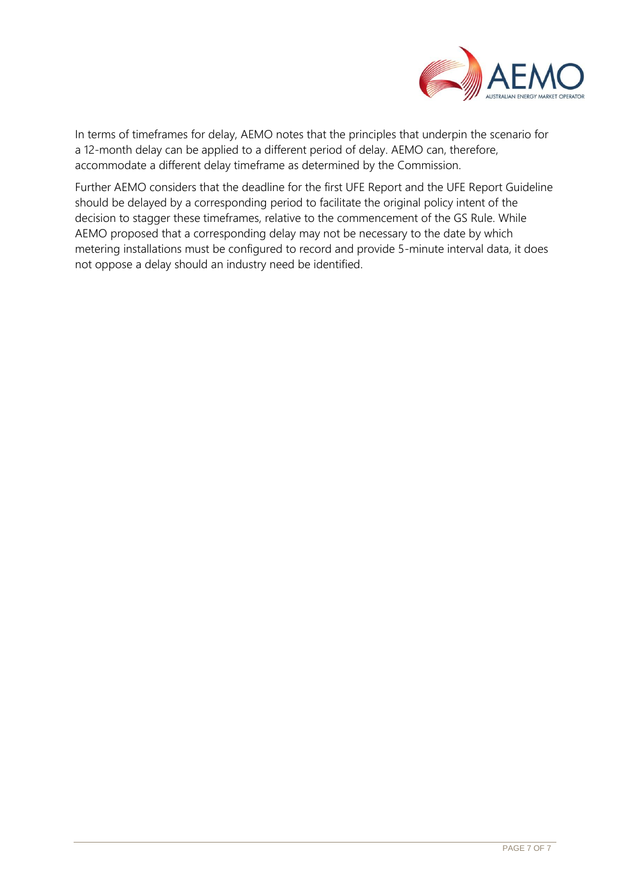In terms of timeframes for delay, AEMO notes that the principles that underpin the scenario for a 12-month delay can be applied to a different period of delay. AEMO can, therefore, accommodate a different delay timeframe as determined by the Commission.

Further AEMO considers that the deadline for the first UFE Report and the UFE Report Guideline should be delayed by a corresponding period to facilitate the original policy intent of the decision to stagger these timeframes, relative to the commencement of the GS Rule. While AEMO proposed that a corresponding delay may not be necessary to the date by which metering installations must be configured to record and provide 5-minute interval data, it does not oppose a delay should an industry need be identified.